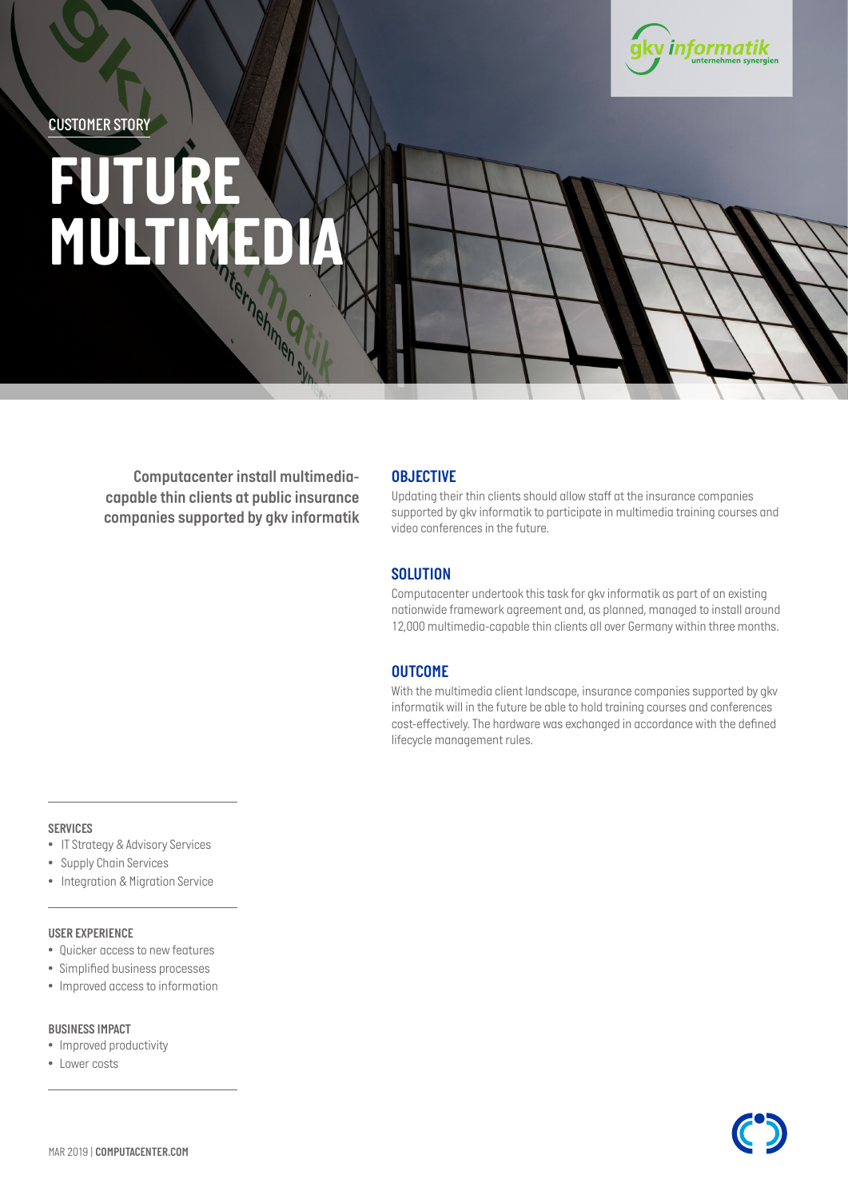CUSTOMER STORY

# FUTURE MULTIMEDIA

**Computacenter install multimedia-capable thin clients at public insurance companies supported by gkv informatik**

## OBJECTIVE

Updating their thin clients should allow staff at the insurance companies supported by gkv informatik to participate in multimedia training courses and video conferences in the future.

## SOLUTION

Computacenter undertook this task for gkv informatik as part of an existing nationwide framework agreement and, as planned, managed to install around 12,000 multimedia-capable thin clients all over Germany within three months.

## OUTCOME

With the multimedia client landscape, insurance companies supported by gkv informatik will in the future be able to hold training courses and conferences cost-effectively. The hardware was exchanged in accordance with the defined lifecycle management rules.

#### SERVICES

- IT Strategy & Advisory Services
- Supply Chain Services
- Integration & Migration Service

#### USER EXPERIENCE

- Quicker access to new features
- Simplified business processes
- Improved access to information

#### BUSINESS IMPACT

- Improved productivity
- Lower costs

MAR 2019 | **COMPUTACENTER.COM**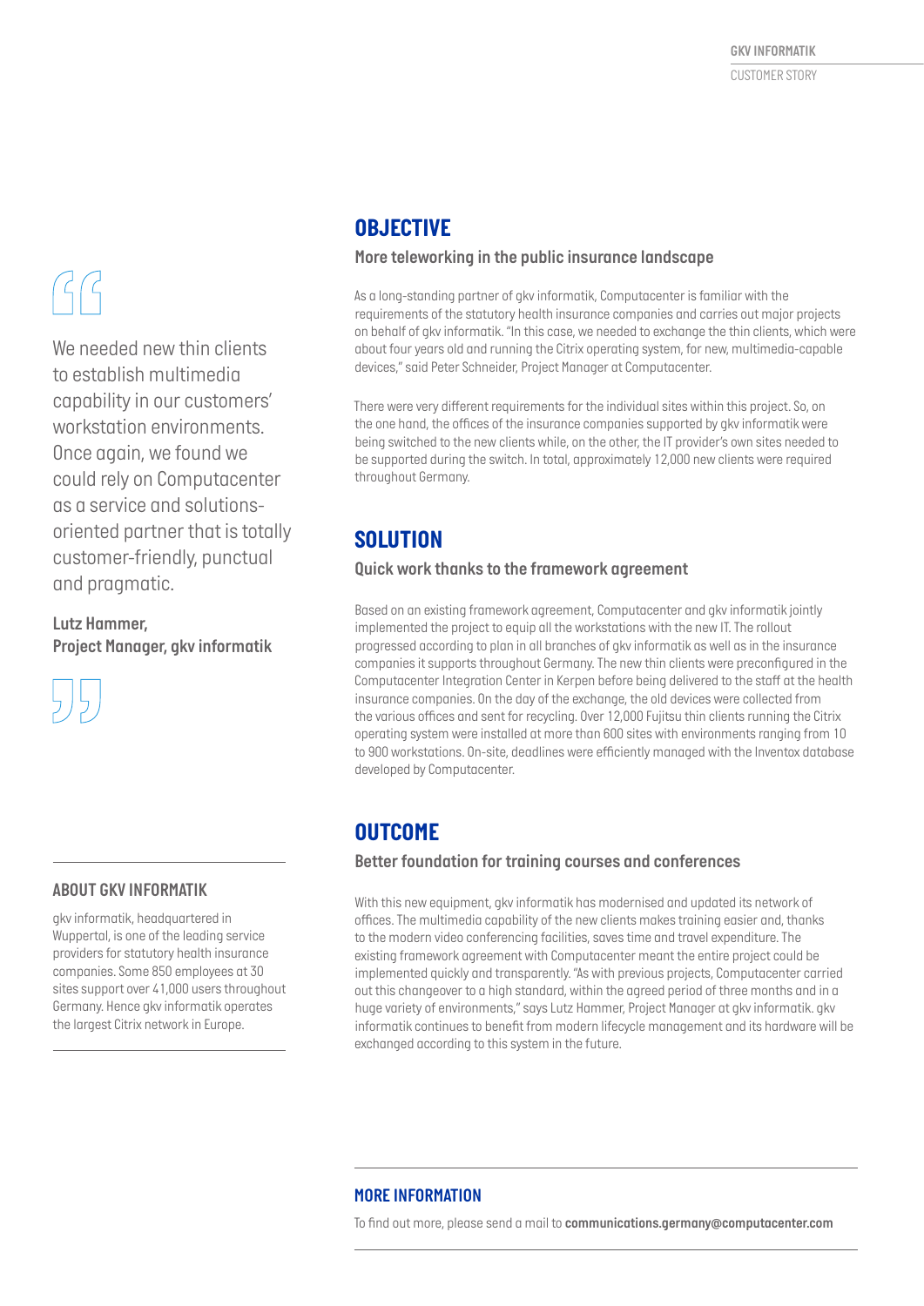> We needed new thin clients to establish multimedia capability in our customers' workstation environments. Once again, we found we could rely on Computacenter as a service and solutions-oriented partner that is totally customer-friendly, punctual and pragmatic.

**Lutz Hammer,**
**Project Manager, gkv informatik**

## OBJECTIVE

### More teleworking in the public insurance landscape

As a long-standing partner of gkv informatik, Computacenter is familiar with the requirements of the statutory health insurance companies and carries out major projects on behalf of gkv informatik. "In this case, we needed to exchange the thin clients, which were about four years old and running the Citrix operating system, for new, multimedia-capable devices," said Peter Schneider, Project Manager at Computacenter.

There were very different requirements for the individual sites within this project. So, on the one hand, the offices of the insurance companies supported by gkv informatik were being switched to the new clients while, on the other, the IT provider's own sites needed to be supported during the switch. In total, approximately 12,000 new clients were required throughout Germany.

## SOLUTION

### Quick work thanks to the framework agreement

Based on an existing framework agreement, Computacenter and gkv informatik jointly implemented the project to equip all the workstations with the new IT. The rollout progressed according to plan in all branches of gkv informatik as well as in the insurance companies it supports throughout Germany. The new thin clients were preconfigured in the Computacenter Integration Center in Kerpen before being delivered to the staff at the health insurance companies. On the day of the exchange, the old devices were collected from the various offices and sent for recycling. Over 12,000 Fujitsu thin clients running the Citrix operating system were installed at more than 600 sites with environments ranging from 10 to 900 workstations. On-site, deadlines were efficiently managed with the Inventox database developed by Computacenter.

## OUTCOME

### Better foundation for training courses and conferences

With this new equipment, gkv informatik has modernised and updated its network of offices. The multimedia capability of the new clients makes training easier and, thanks to the modern video conferencing facilities, saves time and travel expenditure. The existing framework agreement with Computacenter meant the entire project could be implemented quickly and transparently. "As with previous projects, Computacenter carried out this changeover to a high standard, within the agreed period of three months and in a huge variety of environments," says Lutz Hammer, Project Manager at gkv informatik. gkv informatik continues to benefit from modern lifecycle management and its hardware will be exchanged according to this system in the future.

### ABOUT GKV INFORMATIK

gkv informatik, headquartered in Wuppertal, is one of the leading service providers for statutory health insurance companies. Some 850 employees at 30 sites support over 41,000 users throughout Germany. Hence gkv informatik operates the largest Citrix network in Europe.

### MORE INFORMATION

To find out more, please send a mail to **communications.germany@computacenter.com**